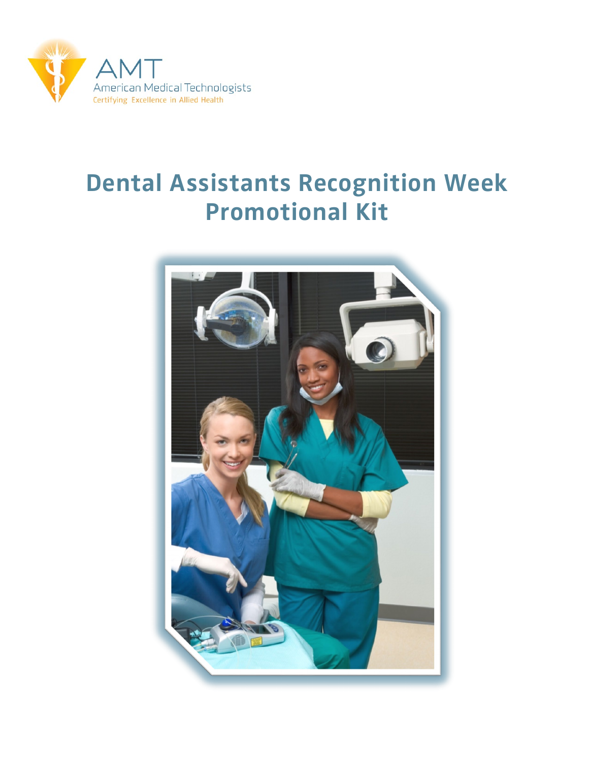AMT

American Medical Technologists

Certifying Excellence in Allied Health

# Dental Assistants Recognition Week Promotional Kit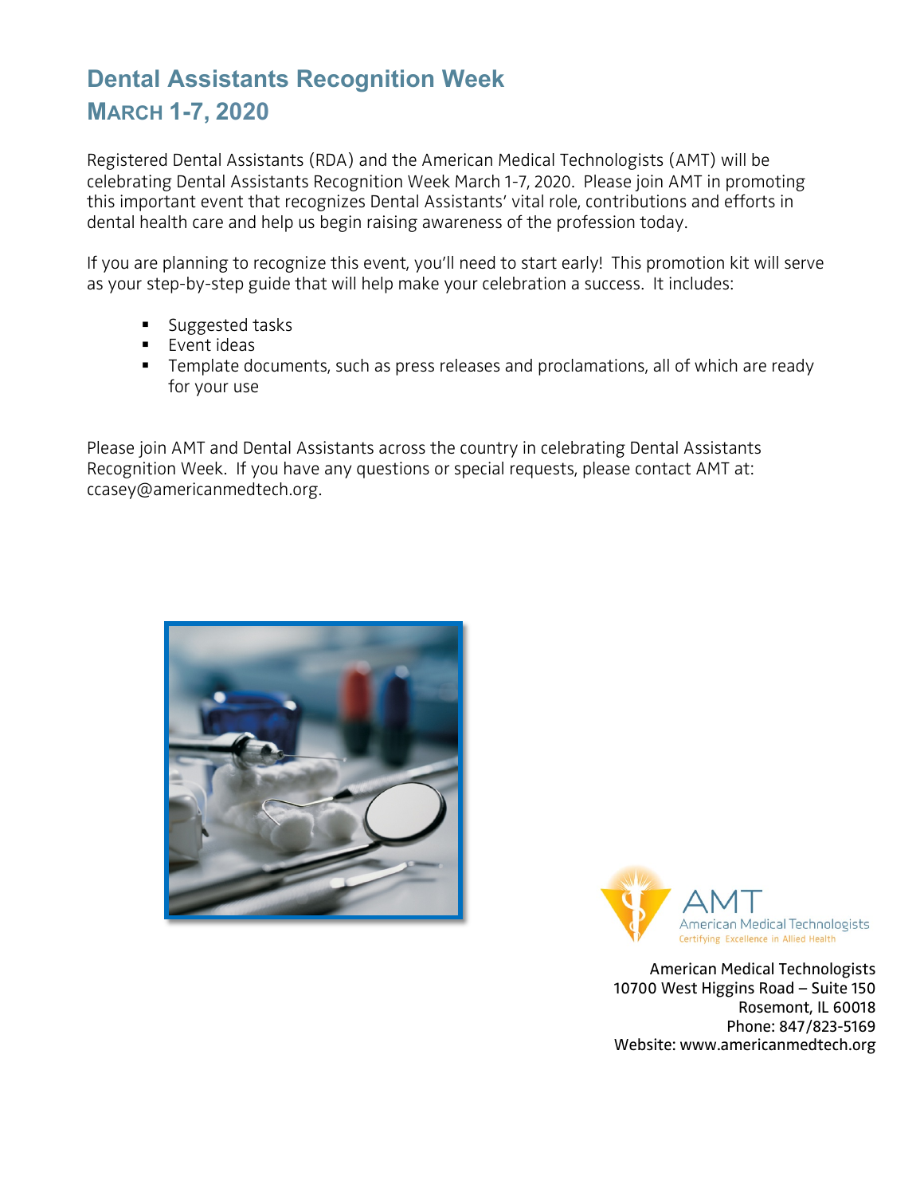# Dental Assistants Recognition Week
## March 1-7, 2020

Registered Dental Assistants (RDA) and the American Medical Technologists (AMT) will be celebrating Dental Assistants Recognition Week March 1-7, 2020. Please join AMT in promoting this important event that recognizes Dental Assistants' vital role, contributions and efforts in dental health care and help us begin raising awareness of the profession today.

If you are planning to recognize this event, you'll need to start early! This promotion kit will serve as your step-by-step guide that will help make your celebration a success. It includes:

- Suggested tasks
- Event ideas
- Template documents, such as press releases and proclamations, all of which are ready for your use

Please join AMT and Dental Assistants across the country in celebrating Dental Assistants Recognition Week. If you have any questions or special requests, please contact AMT at: ccasey@americanmedtech.org.

AMT
American Medical Technologists
Certifying Excellence in Allied Health

American Medical Technologists
10700 West Higgins Road – Suite 150
Rosemont, IL 60018
Phone: 847/823-5169
Website: www.americanmedtech.org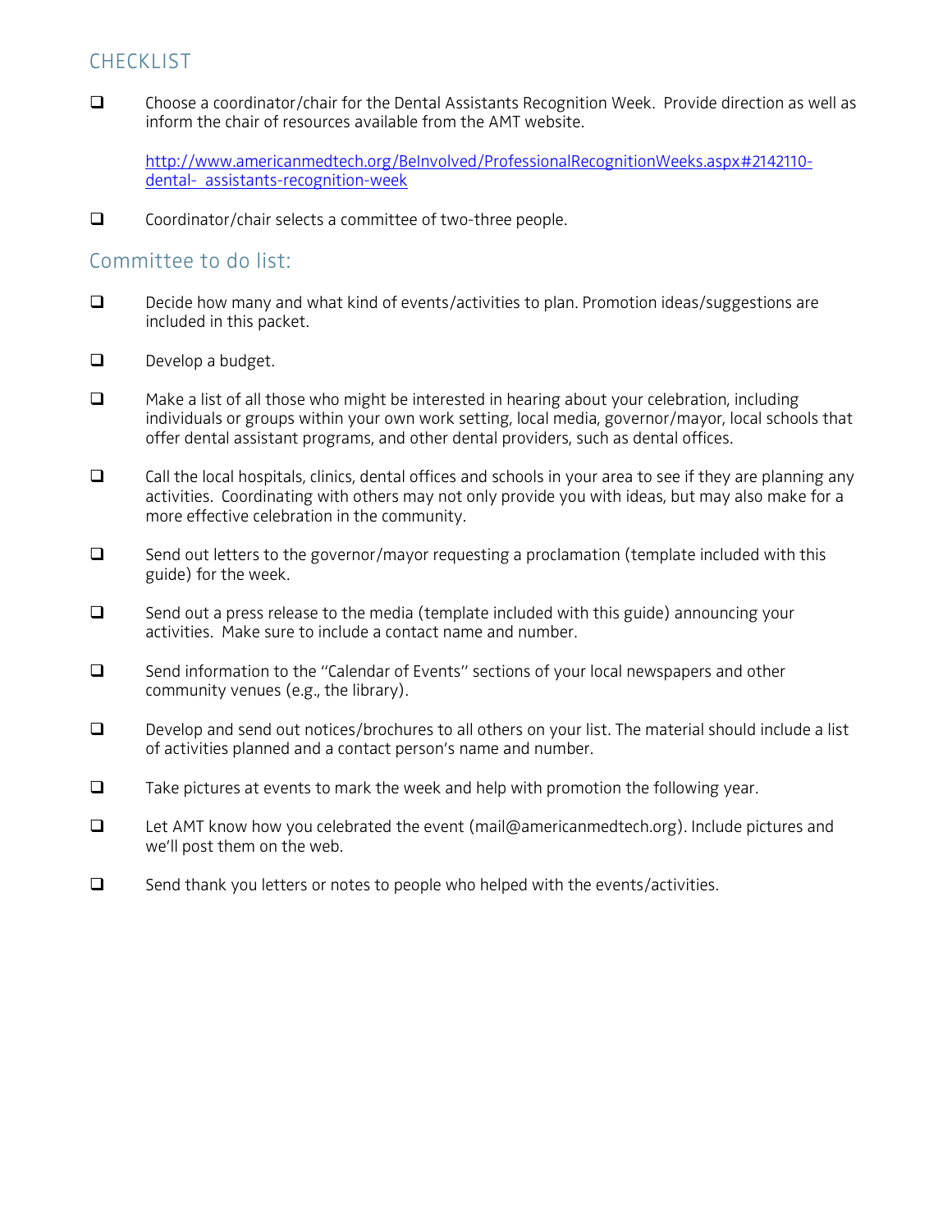## CHECKLIST

- [ ] Choose a coordinator/chair for the Dental Assistants Recognition Week. Provide direction as well as inform the chair of resources available from the AMT website.

  http://www.americanmedtech.org/BeInvolved/ProfessionalRecognitionWeeks.aspx#2142110-dental- assistants-recognition-week

- [ ] Coordinator/chair selects a committee of two-three people.

## Committee to do list:

- [ ] Decide how many and what kind of events/activities to plan. Promotion ideas/suggestions are included in this packet.
- [ ] Develop a budget.
- [ ] Make a list of all those who might be interested in hearing about your celebration, including individuals or groups within your own work setting, local media, governor/mayor, local schools that offer dental assistant programs, and other dental providers, such as dental offices.
- [ ] Call the local hospitals, clinics, dental offices and schools in your area to see if they are planning any activities. Coordinating with others may not only provide you with ideas, but may also make for a more effective celebration in the community.
- [ ] Send out letters to the governor/mayor requesting a proclamation (template included with this guide) for the week.
- [ ] Send out a press release to the media (template included with this guide) announcing your activities. Make sure to include a contact name and number.
- [ ] Send information to the "Calendar of Events" sections of your local newspapers and other community venues (e.g., the library).
- [ ] Develop and send out notices/brochures to all others on your list. The material should include a list of activities planned and a contact person's name and number.
- [ ] Take pictures at events to mark the week and help with promotion the following year.
- [ ] Let AMT know how you celebrated the event (mail@americanmedtech.org). Include pictures and we'll post them on the web.
- [ ] Send thank you letters or notes to people who helped with the events/activities.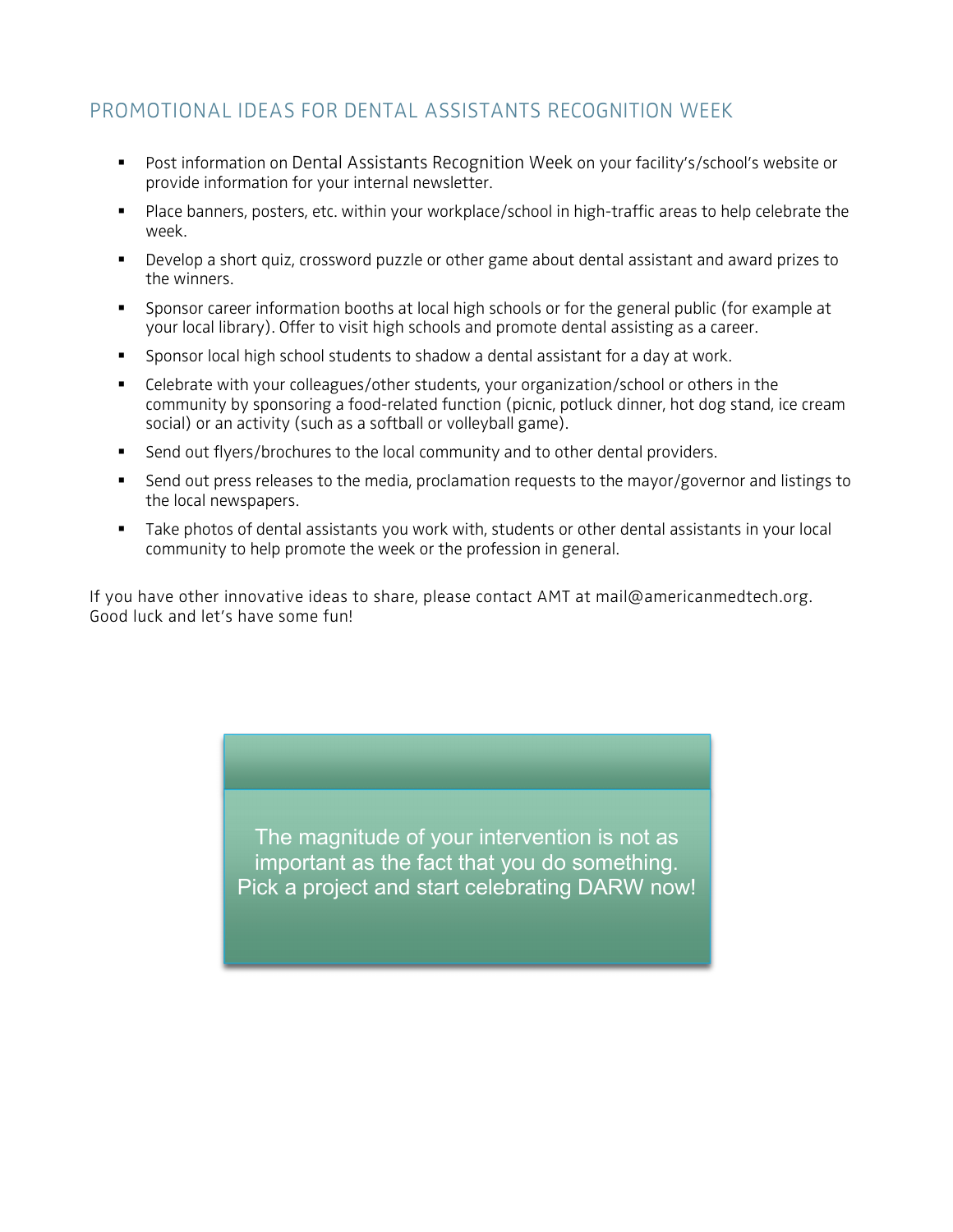## PROMOTIONAL IDEAS FOR DENTAL ASSISTANTS RECOGNITION WEEK

- Post information on Dental Assistants Recognition Week on your facility's/school's website or provide information for your internal newsletter.
- Place banners, posters, etc. within your workplace/school in high-traffic areas to help celebrate the week.
- Develop a short quiz, crossword puzzle or other game about dental assistant and award prizes to the winners.
- Sponsor career information booths at local high schools or for the general public (for example at your local library). Offer to visit high schools and promote dental assisting as a career.
- Sponsor local high school students to shadow a dental assistant for a day at work.
- Celebrate with your colleagues/other students, your organization/school or others in the community by sponsoring a food-related function (picnic, potluck dinner, hot dog stand, ice cream social) or an activity (such as a softball or volleyball game).
- Send out flyers/brochures to the local community and to other dental providers.
- Send out press releases to the media, proclamation requests to the mayor/governor and listings to the local newspapers.
- Take photos of dental assistants you work with, students or other dental assistants in your local community to help promote the week or the profession in general.

If you have other innovative ideas to share, please contact AMT at mail@americanmedtech.org. Good luck and let's have some fun!

The magnitude of your intervention is not as important as the fact that you do something. Pick a project and start celebrating DARW now!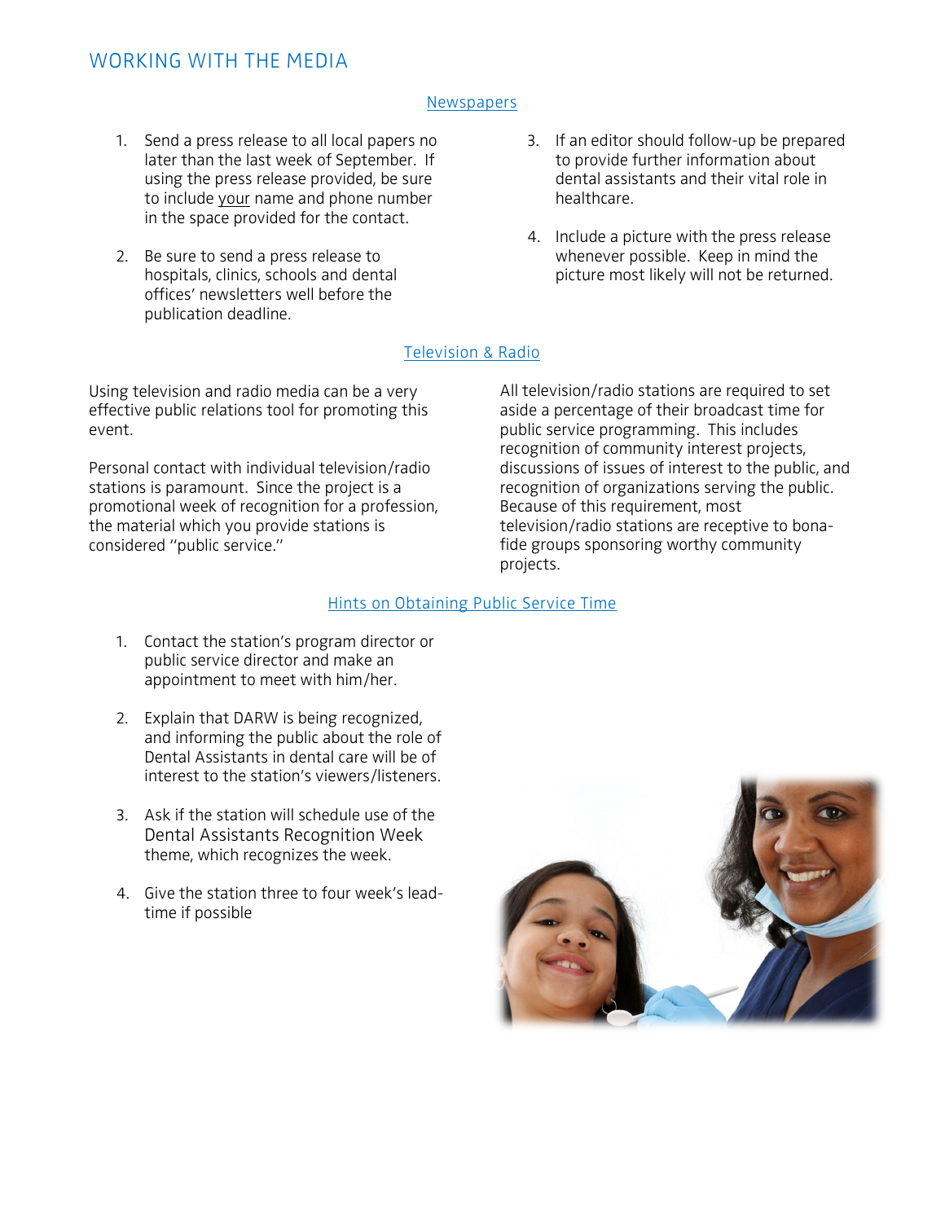## WORKING WITH THE MEDIA

### Newspapers

1. Send a press release to all local papers no later than the last week of September. If using the press release provided, be sure to include your name and phone number in the space provided for the contact.

2. Be sure to send a press release to hospitals, clinics, schools and dental offices' newsletters well before the publication deadline.

3. If an editor should follow-up be prepared to provide further information about dental assistants and their vital role in healthcare.

4. Include a picture with the press release whenever possible. Keep in mind the picture most likely will not be returned.

### Television & Radio

Using television and radio media can be a very effective public relations tool for promoting this event.

Personal contact with individual television/radio stations is paramount. Since the project is a promotional week of recognition for a profession, the material which you provide stations is considered "public service."

All television/radio stations are required to set aside a percentage of their broadcast time for public service programming. This includes recognition of community interest projects, discussions of issues of interest to the public, and recognition of organizations serving the public. Because of this requirement, most television/radio stations are receptive to bona-fide groups sponsoring worthy community projects.

### Hints on Obtaining Public Service Time

1. Contact the station's program director or public service director and make an appointment to meet with him/her.

2. Explain that DARW is being recognized, and informing the public about the role of Dental Assistants in dental care will be of interest to the station's viewers/listeners.

3. Ask if the station will schedule use of the Dental Assistants Recognition Week theme, which recognizes the week.

4. Give the station three to four week's lead-time if possible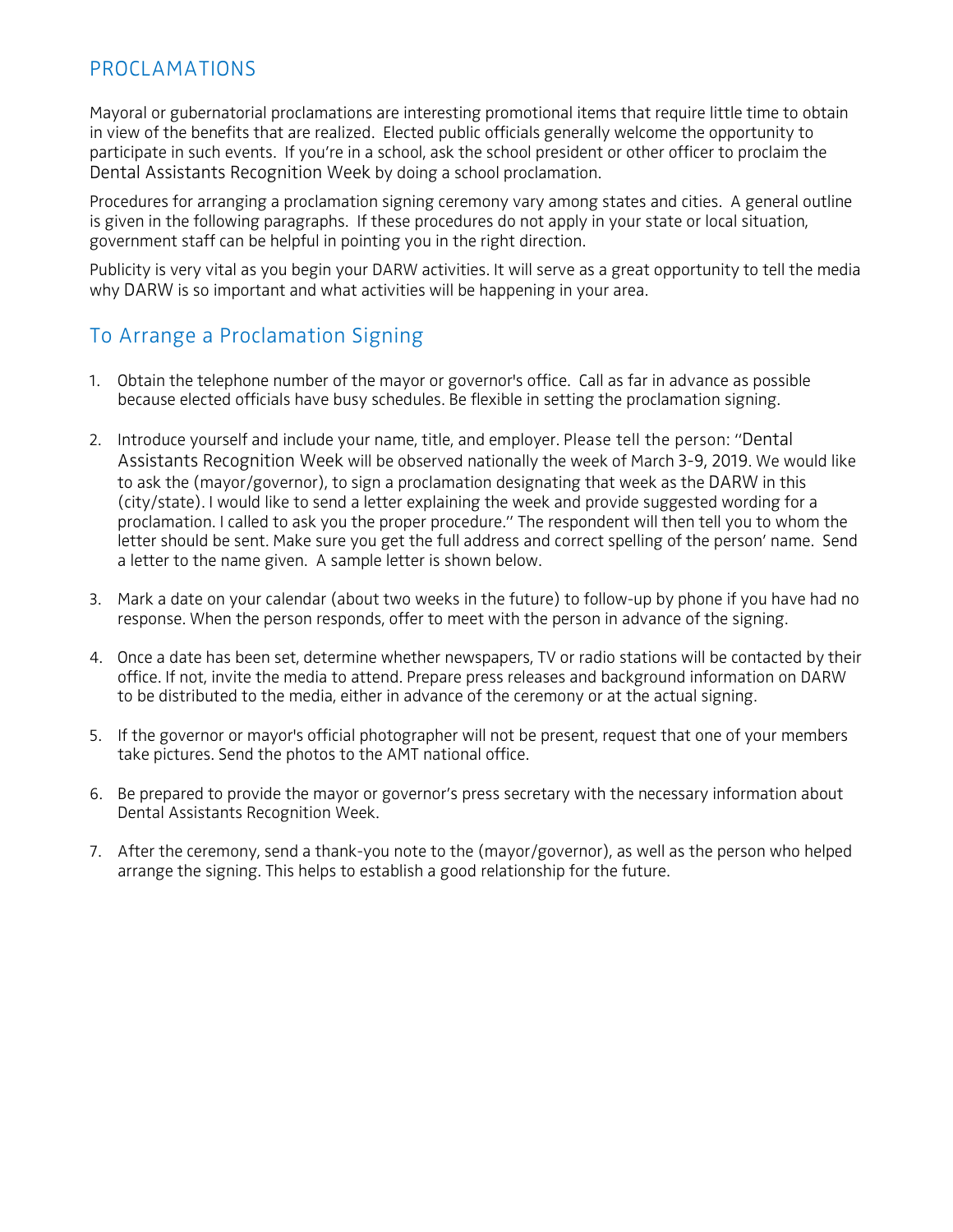## PROCLAMATIONS

Mayoral or gubernatorial proclamations are interesting promotional items that require little time to obtain in view of the benefits that are realized. Elected public officials generally welcome the opportunity to participate in such events. If you're in a school, ask the school president or other officer to proclaim the Dental Assistants Recognition Week by doing a school proclamation.

Procedures for arranging a proclamation signing ceremony vary among states and cities. A general outline is given in the following paragraphs. If these procedures do not apply in your state or local situation, government staff can be helpful in pointing you in the right direction.

Publicity is very vital as you begin your DARW activities. It will serve as a great opportunity to tell the media why DARW is so important and what activities will be happening in your area.

### To Arrange a Proclamation Signing

1. Obtain the telephone number of the mayor or governor's office. Call as far in advance as possible because elected officials have busy schedules. Be flexible in setting the proclamation signing.

2. Introduce yourself and include your name, title, and employer. Please tell the person: "Dental Assistants Recognition Week will be observed nationally the week of March 3-9, 2019. We would like to ask the (mayor/governor), to sign a proclamation designating that week as the DARW in this (city/state). I would like to send a letter explaining the week and provide suggested wording for a proclamation. I called to ask you the proper procedure." The respondent will then tell you to whom the letter should be sent. Make sure you get the full address and correct spelling of the person' name. Send a letter to the name given. A sample letter is shown below.

3. Mark a date on your calendar (about two weeks in the future) to follow-up by phone if you have had no response. When the person responds, offer to meet with the person in advance of the signing.

4. Once a date has been set, determine whether newspapers, TV or radio stations will be contacted by their office. If not, invite the media to attend. Prepare press releases and background information on DARW to be distributed to the media, either in advance of the ceremony or at the actual signing.

5. If the governor or mayor's official photographer will not be present, request that one of your members take pictures. Send the photos to the AMT national office.

6. Be prepared to provide the mayor or governor's press secretary with the necessary information about Dental Assistants Recognition Week.

7. After the ceremony, send a thank-you note to the (mayor/governor), as well as the person who helped arrange the signing. This helps to establish a good relationship for the future.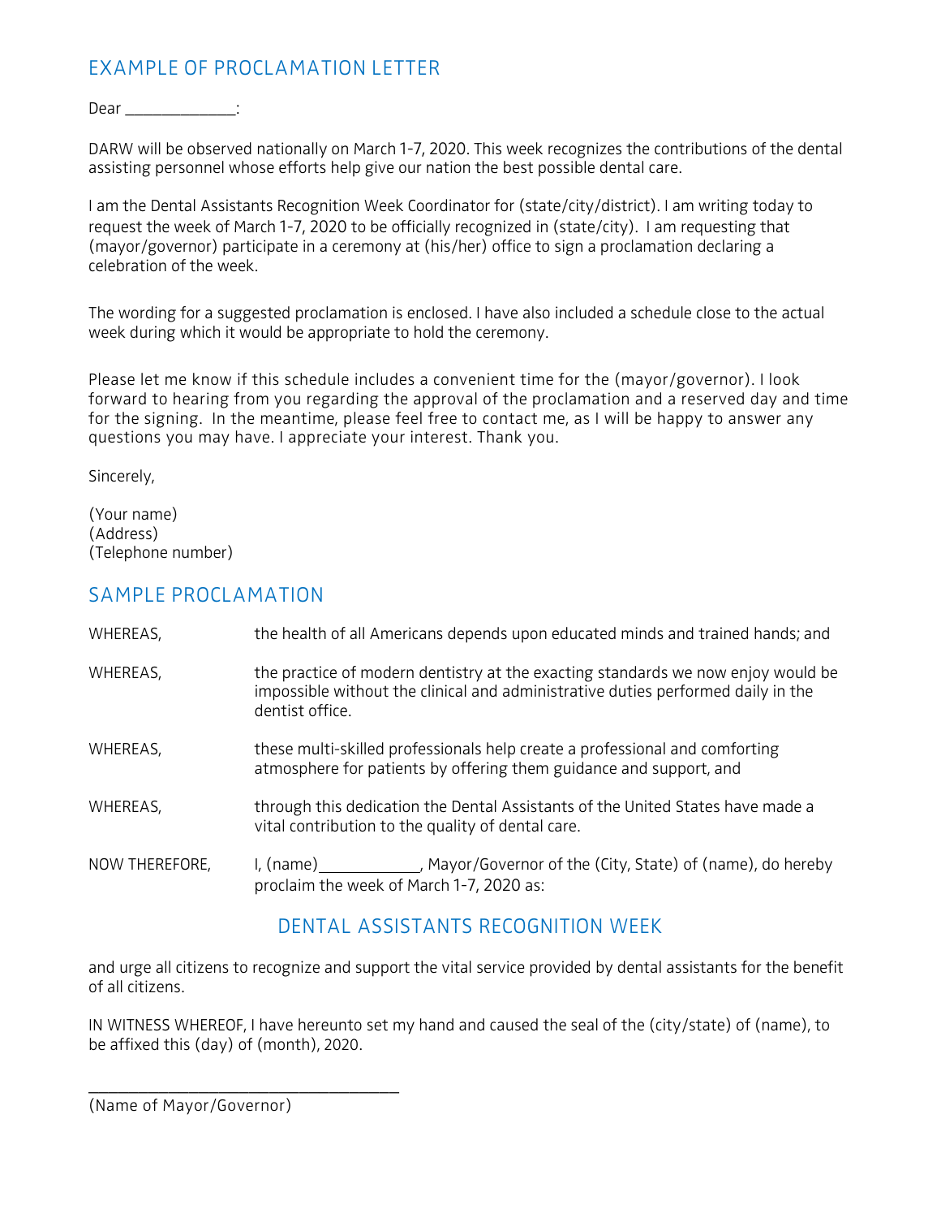## EXAMPLE OF PROCLAMATION LETTER

Dear _____________:

DARW will be observed nationally on March 1-7, 2020. This week recognizes the contributions of the dental assisting personnel whose efforts help give our nation the best possible dental care.

I am the Dental Assistants Recognition Week Coordinator for (state/city/district). I am writing today to request the week of March 1-7, 2020 to be officially recognized in (state/city). I am requesting that (mayor/governor) participate in a ceremony at (his/her) office to sign a proclamation declaring a celebration of the week.

The wording for a suggested proclamation is enclosed. I have also included a schedule close to the actual week during which it would be appropriate to hold the ceremony.

Please let me know if this schedule includes a convenient time for the (mayor/governor). I look forward to hearing from you regarding the approval of the proclamation and a reserved day and time for the signing. In the meantime, please feel free to contact me, as I will be happy to answer any questions you may have. I appreciate your interest. Thank you.

Sincerely,

(Your name)
(Address)
(Telephone number)

## SAMPLE PROCLAMATION

WHEREAS, the health of all Americans depends upon educated minds and trained hands; and

WHEREAS, the practice of modern dentistry at the exacting standards we now enjoy would be impossible without the clinical and administrative duties performed daily in the dentist office.

WHEREAS, these multi-skilled professionals help create a professional and comforting atmosphere for patients by offering them guidance and support, and

WHEREAS, through this dedication the Dental Assistants of the United States have made a vital contribution to the quality of dental care.

NOW THEREFORE, I, (name)____________, Mayor/Governor of the (City, State) of (name), do hereby proclaim the week of March 1-7, 2020 as:

### DENTAL ASSISTANTS RECOGNITION WEEK

and urge all citizens to recognize and support the vital service provided by dental assistants for the benefit of all citizens.

IN WITNESS WHEREOF, I have hereunto set my hand and caused the seal of the (city/state) of (name), to be affixed this (day) of (month), 2020.

___________________________________
(Name of Mayor/Governor)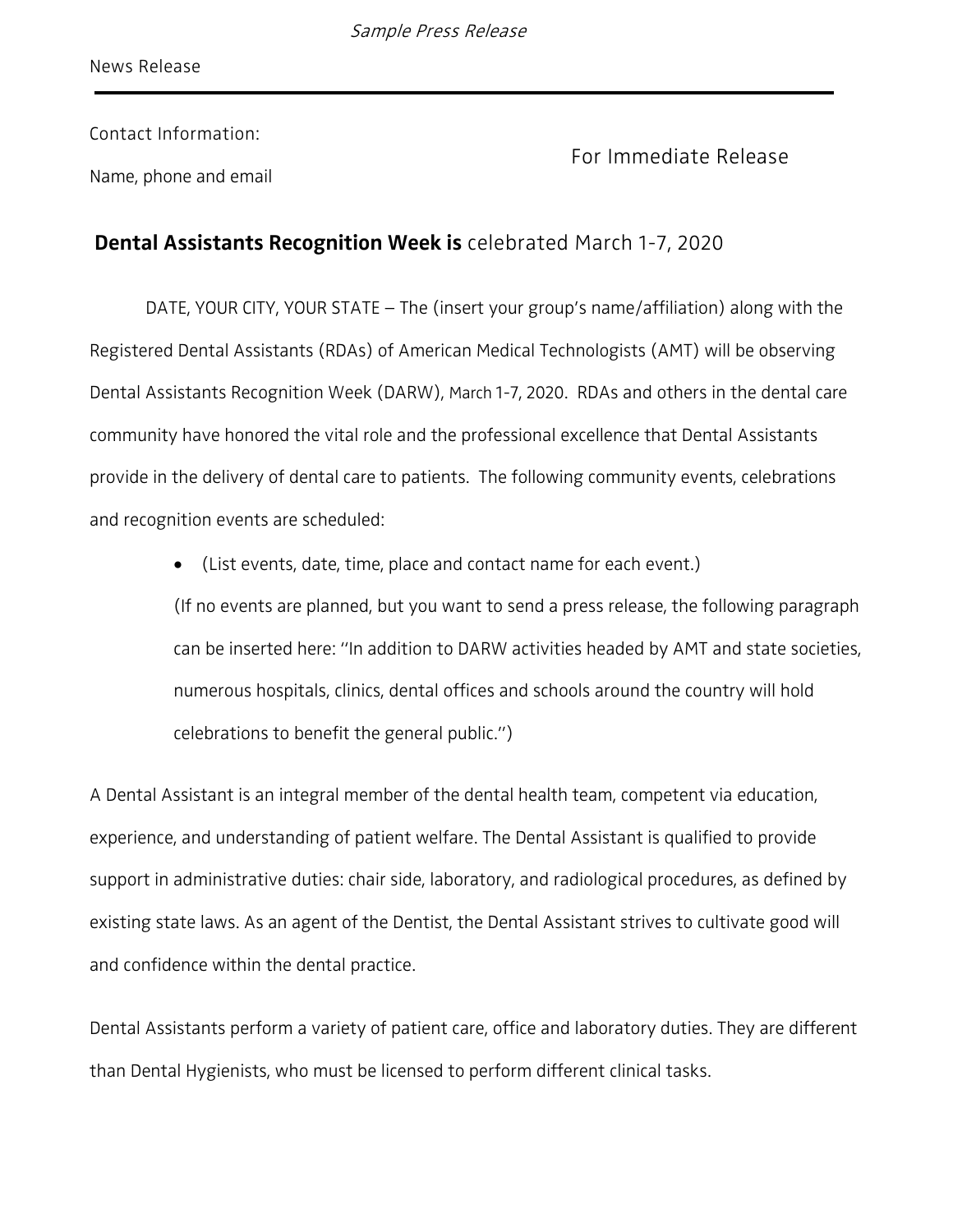*Sample Press Release*

News Release

---

Contact Information:

Name, phone and email

For Immediate Release

## **Dental Assistants Recognition Week is** celebrated March 1-7, 2020

DATE, YOUR CITY, YOUR STATE – The (insert your group's name/affiliation) along with the Registered Dental Assistants (RDAs) of American Medical Technologists (AMT) will be observing Dental Assistants Recognition Week (DARW), March 1-7, 2020. RDAs and others in the dental care community have honored the vital role and the professional excellence that Dental Assistants provide in the delivery of dental care to patients. The following community events, celebrations and recognition events are scheduled:

- (List events, date, time, place and contact name for each event.)

  (If no events are planned, but you want to send a press release, the following paragraph can be inserted here: ''In addition to DARW activities headed by AMT and state societies, numerous hospitals, clinics, dental offices and schools around the country will hold celebrations to benefit the general public.'')

A Dental Assistant is an integral member of the dental health team, competent via education, experience, and understanding of patient welfare. The Dental Assistant is qualified to provide support in administrative duties: chair side, laboratory, and radiological procedures, as defined by existing state laws. As an agent of the Dentist, the Dental Assistant strives to cultivate good will and confidence within the dental practice.

Dental Assistants perform a variety of patient care, office and laboratory duties. They are different than Dental Hygienists, who must be licensed to perform different clinical tasks.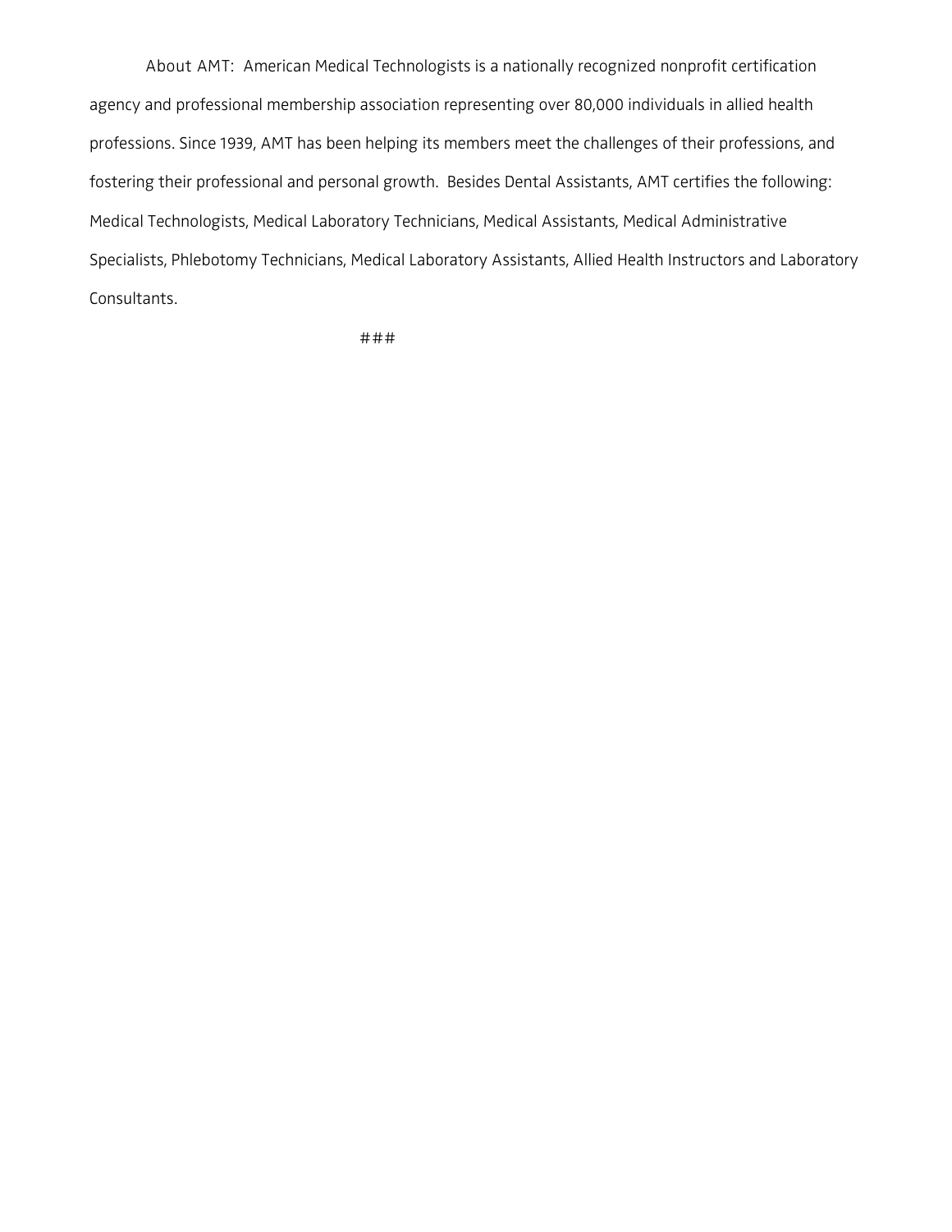About AMT: American Medical Technologists is a nationally recognized nonprofit certification agency and professional membership association representing over 80,000 individuals in allied health professions. Since 1939, AMT has been helping its members meet the challenges of their professions, and fostering their professional and personal growth. Besides Dental Assistants, AMT certifies the following: Medical Technologists, Medical Laboratory Technicians, Medical Assistants, Medical Administrative Specialists, Phlebotomy Technicians, Medical Laboratory Assistants, Allied Health Instructors and Laboratory Consultants.

###